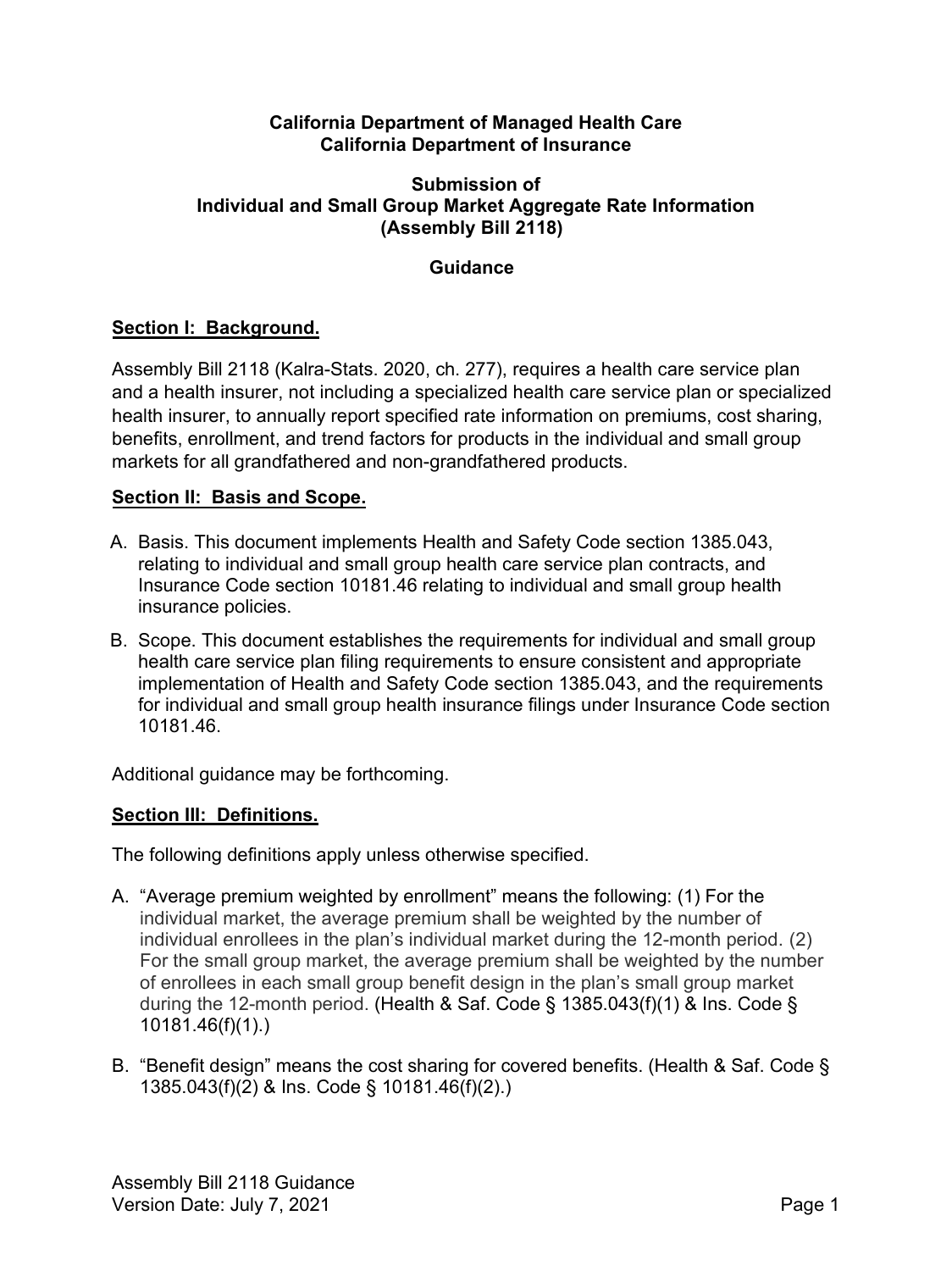**California Department of Managed Health Care**
**California Department of Insurance**

**Submission of**
**Individual and Small Group Market Aggregate Rate Information**
**(Assembly Bill 2118)**

**Guidance**

## Section I: Background.

Assembly Bill 2118 (Kalra-Stats. 2020, ch. 277), requires a health care service plan and a health insurer, not including a specialized health care service plan or specialized health insurer, to annually report specified rate information on premiums, cost sharing, benefits, enrollment, and trend factors for products in the individual and small group markets for all grandfathered and non-grandfathered products.

## Section II: Basis and Scope.

A. Basis. This document implements Health and Safety Code section 1385.043, relating to individual and small group health care service plan contracts, and Insurance Code section 10181.46 relating to individual and small group health insurance policies.

B. Scope. This document establishes the requirements for individual and small group health care service plan filing requirements to ensure consistent and appropriate implementation of Health and Safety Code section 1385.043, and the requirements for individual and small group health insurance filings under Insurance Code section 10181.46.

Additional guidance may be forthcoming.

## Section III: Definitions.

The following definitions apply unless otherwise specified.

A. "Average premium weighted by enrollment" means the following: (1) For the individual market, the average premium shall be weighted by the number of individual enrollees in the plan's individual market during the 12-month period. (2) For the small group market, the average premium shall be weighted by the number of enrollees in each small group benefit design in the plan's small group market during the 12-month period. (Health & Saf. Code § 1385.043(f)(1) & Ins. Code § 10181.46(f)(1).)

B. "Benefit design" means the cost sharing for covered benefits. (Health & Saf. Code § 1385.043(f)(2) & Ins. Code § 10181.46(f)(2).)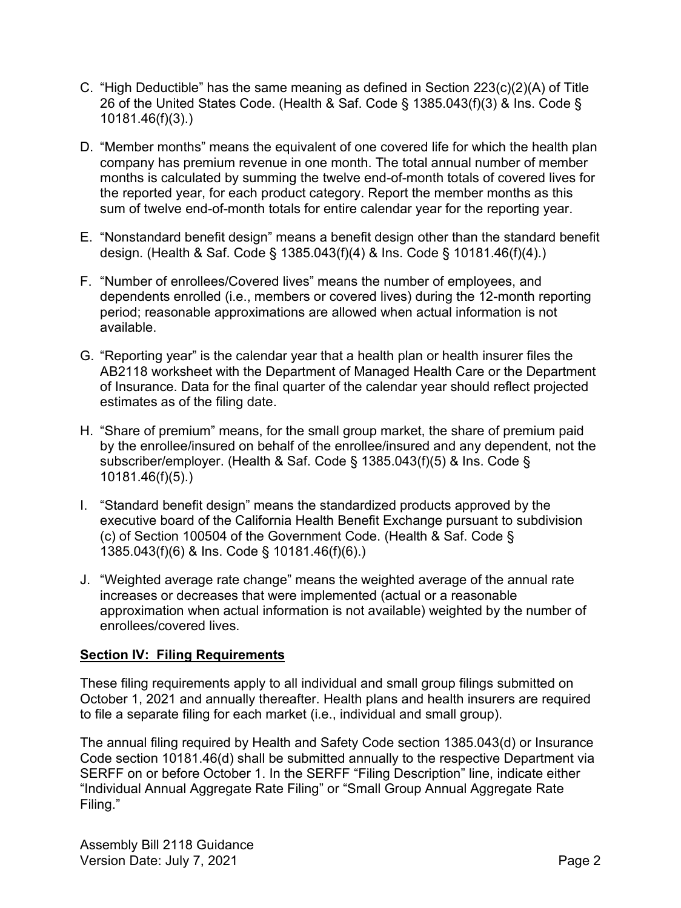C. "High Deductible" has the same meaning as defined in Section 223(c)(2)(A) of Title 26 of the United States Code. (Health & Saf. Code § 1385.043(f)(3) & Ins. Code § 10181.46(f)(3).)

D. "Member months" means the equivalent of one covered life for which the health plan company has premium revenue in one month. The total annual number of member months is calculated by summing the twelve end-of-month totals of covered lives for the reported year, for each product category. Report the member months as this sum of twelve end-of-month totals for entire calendar year for the reporting year.

E. "Nonstandard benefit design" means a benefit design other than the standard benefit design. (Health & Saf. Code § 1385.043(f)(4) & Ins. Code § 10181.46(f)(4).)

F. "Number of enrollees/Covered lives" means the number of employees, and dependents enrolled (i.e., members or covered lives) during the 12-month reporting period; reasonable approximations are allowed when actual information is not available.

G. "Reporting year" is the calendar year that a health plan or health insurer files the AB2118 worksheet with the Department of Managed Health Care or the Department of Insurance. Data for the final quarter of the calendar year should reflect projected estimates as of the filing date.

H. "Share of premium" means, for the small group market, the share of premium paid by the enrollee/insured on behalf of the enrollee/insured and any dependent, not the subscriber/employer. (Health & Saf. Code § 1385.043(f)(5) & Ins. Code § 10181.46(f)(5).)

I. "Standard benefit design" means the standardized products approved by the executive board of the California Health Benefit Exchange pursuant to subdivision (c) of Section 100504 of the Government Code. (Health & Saf. Code § 1385.043(f)(6) & Ins. Code § 10181.46(f)(6).)

J. "Weighted average rate change" means the weighted average of the annual rate increases or decreases that were implemented (actual or a reasonable approximation when actual information is not available) weighted by the number of enrollees/covered lives.

## Section IV: Filing Requirements

These filing requirements apply to all individual and small group filings submitted on October 1, 2021 and annually thereafter. Health plans and health insurers are required to file a separate filing for each market (i.e., individual and small group).

The annual filing required by Health and Safety Code section 1385.043(d) or Insurance Code section 10181.46(d) shall be submitted annually to the respective Department via SERFF on or before October 1. In the SERFF "Filing Description" line, indicate either "Individual Annual Aggregate Rate Filing" or "Small Group Annual Aggregate Rate Filing."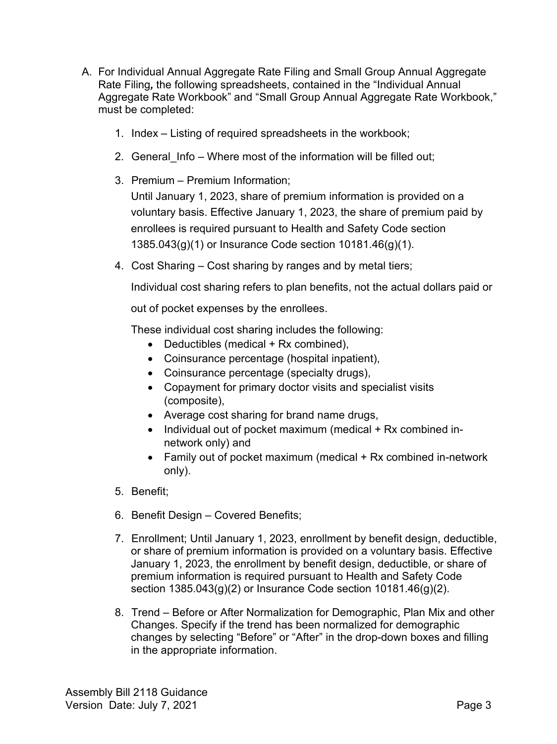A. For Individual Annual Aggregate Rate Filing and Small Group Annual Aggregate Rate Filing***,*** the following spreadsheets, contained in the "Individual Annual Aggregate Rate Workbook" and "Small Group Annual Aggregate Rate Workbook," must be completed:

   1. Index – Listing of required spreadsheets in the workbook;

   2. General_Info – Where most of the information will be filled out;

   3. Premium – Premium Information;

      Until January 1, 2023, share of premium information is provided on a voluntary basis. Effective January 1, 2023, the share of premium paid by enrollees is required pursuant to Health and Safety Code section 1385.043(g)(1) or Insurance Code section 10181.46(g)(1).

   4. Cost Sharing – Cost sharing by ranges and by metal tiers;

      Individual cost sharing refers to plan benefits, not the actual dollars paid or out of pocket expenses by the enrollees.

      These individual cost sharing includes the following:
      - Deductibles (medical + Rx combined),
      - Coinsurance percentage (hospital inpatient),
      - Coinsurance percentage (specialty drugs),
      - Copayment for primary doctor visits and specialist visits (composite),
      - Average cost sharing for brand name drugs,
      - Individual out of pocket maximum (medical + Rx combined in-network only) and
      - Family out of pocket maximum (medical + Rx combined in-network only).

   5. Benefit;

   6. Benefit Design – Covered Benefits;

   7. Enrollment; Until January 1, 2023, enrollment by benefit design, deductible, or share of premium information is provided on a voluntary basis. Effective January 1, 2023, the enrollment by benefit design, deductible, or share of premium information is required pursuant to Health and Safety Code section 1385.043(g)(2) or Insurance Code section 10181.46(g)(2).

   8. Trend – Before or After Normalization for Demographic, Plan Mix and other Changes. Specify if the trend has been normalized for demographic changes by selecting "Before" or "After" in the drop-down boxes and filling in the appropriate information.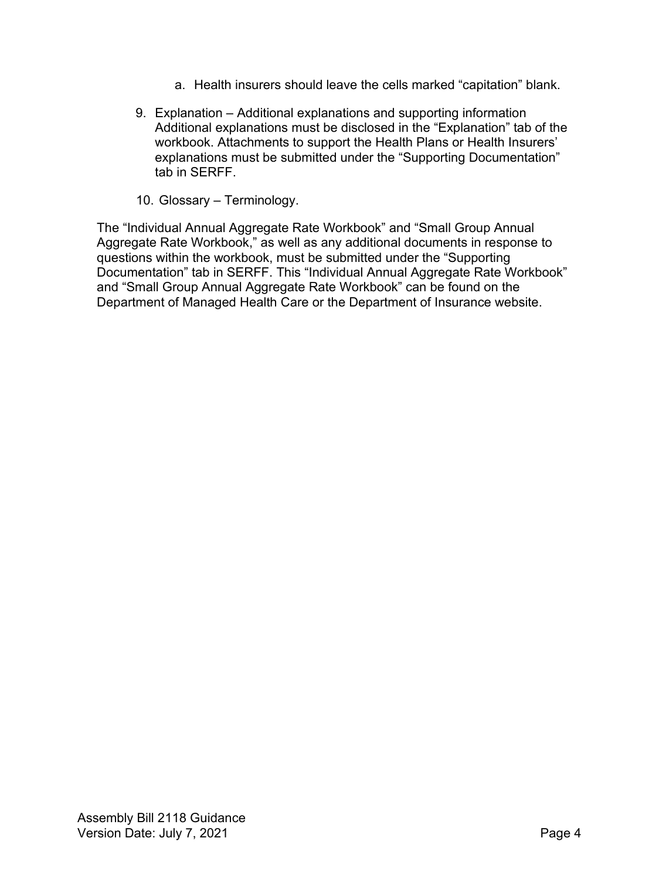a. Health insurers should leave the cells marked "capitation" blank.

9. Explanation – Additional explanations and supporting information Additional explanations must be disclosed in the "Explanation" tab of the workbook. Attachments to support the Health Plans or Health Insurers' explanations must be submitted under the "Supporting Documentation" tab in SERFF.

10. Glossary – Terminology.

The "Individual Annual Aggregate Rate Workbook" and "Small Group Annual Aggregate Rate Workbook," as well as any additional documents in response to questions within the workbook, must be submitted under the "Supporting Documentation" tab in SERFF. This "Individual Annual Aggregate Rate Workbook" and "Small Group Annual Aggregate Rate Workbook" can be found on the Department of Managed Health Care or the Department of Insurance website.